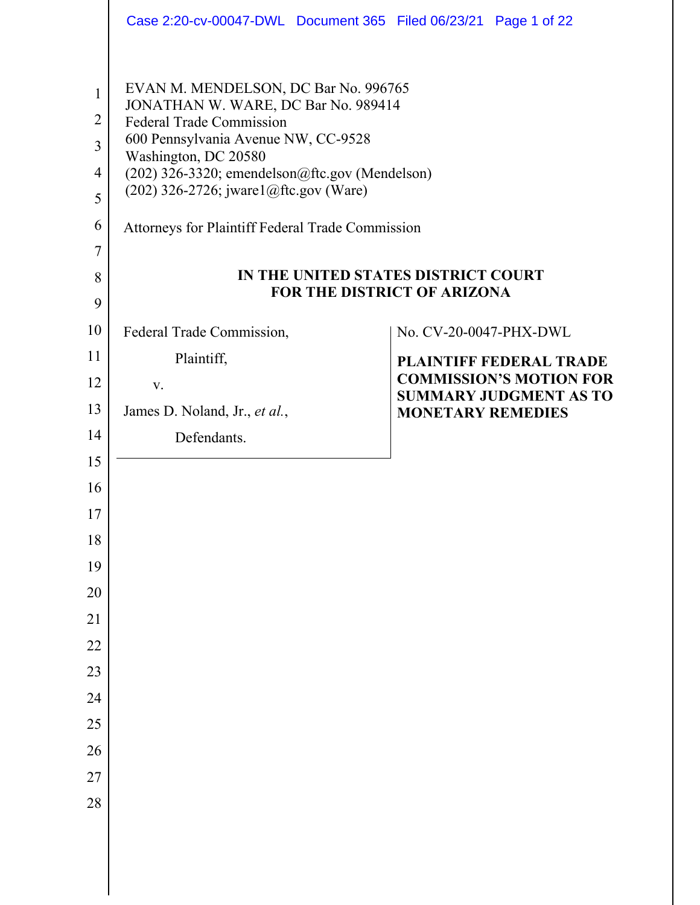EVAN M. MENDELSON, DC Bar No. 996765
JONATHAN W. WARE, DC Bar No. 989414
Federal Trade Commission
600 Pennsylvania Avenue NW, CC-9528
Washington, DC 20580
(202) 326-3320; emendelson@ftc.gov (Mendelson)
(202) 326-2726; jware1@ftc.gov (Ware)

Attorneys for Plaintiff Federal Trade Commission

**IN THE UNITED STATES DISTRICT COURT**
**FOR THE DISTRICT OF ARIZONA**

| | |
|---|---|
| Federal Trade Commission,<br><br>Plaintiff,<br><br>v.<br><br>James D. Noland, Jr., *et al.*,<br><br>Defendants. | No. CV-20-0047-PHX-DWL<br><br>**PLAINTIFF FEDERAL TRADE COMMISSION'S MOTION FOR SUMMARY JUDGMENT AS TO MONETARY REMEDIES** |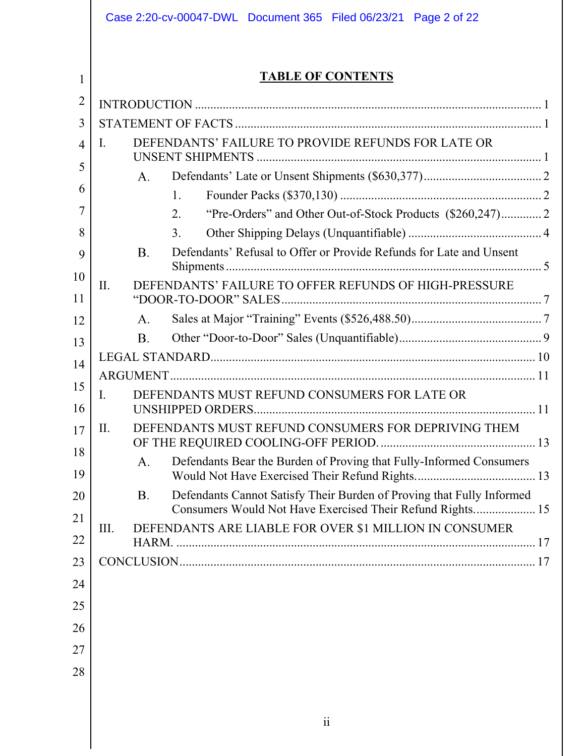# TABLE OF CONTENTS

INTRODUCTION ........................................................................................................ 1

STATEMENT OF FACTS ............................................................................................ 1

I. DEFENDANTS' FAILURE TO PROVIDE REFUNDS FOR LATE OR UNSENT SHIPMENTS ........................................................................................ 1

   A. Defendants' Late or Unsent Shipments ($630,377) ..................................... 2

      1. Founder Packs ($370,130) ................................................................ 2

      2. "Pre-Orders" and Other Out-of-Stock Products ($260,247) ............. 2

      3. Other Shipping Delays (Unquantifiable) .......................................... 4

   B. Defendants' Refusal to Offer or Provide Refunds for Late and Unsent Shipments ................................................................................................... 5

II. DEFENDANTS' FAILURE TO OFFER REFUNDS OF HIGH-PRESSURE "DOOR-TO-DOOR" SALES .................................................................................. 7

   A. Sales at Major "Training" Events ($526,488.50) ......................................... 7

   B. Other "Door-to-Door" Sales (Unquantifiable) ............................................. 9

LEGAL STANDARD ................................................................................................. 10

ARGUMENT ............................................................................................................... 11

I. DEFENDANTS MUST REFUND CONSUMERS FOR LATE OR UNSHIPPED ORDERS ......................................................................................... 11

II. DEFENDANTS MUST REFUND CONSUMERS FOR DEPRIVING THEM OF THE REQUIRED COOLING-OFF PERIOD. ................................................. 13

   A. Defendants Bear the Burden of Proving that Fully-Informed Consumers Would Not Have Exercised Their Refund Rights. ...................................... 13

   B. Defendants Cannot Satisfy Their Burden of Proving that Fully Informed Consumers Would Not Have Exercised Their Refund Rights. ................... 15

III. DEFENDANTS ARE LIABLE FOR OVER $1 MILLION IN CONSUMER HARM. .................................................................................................................. 17

CONCLUSION ............................................................................................................ 17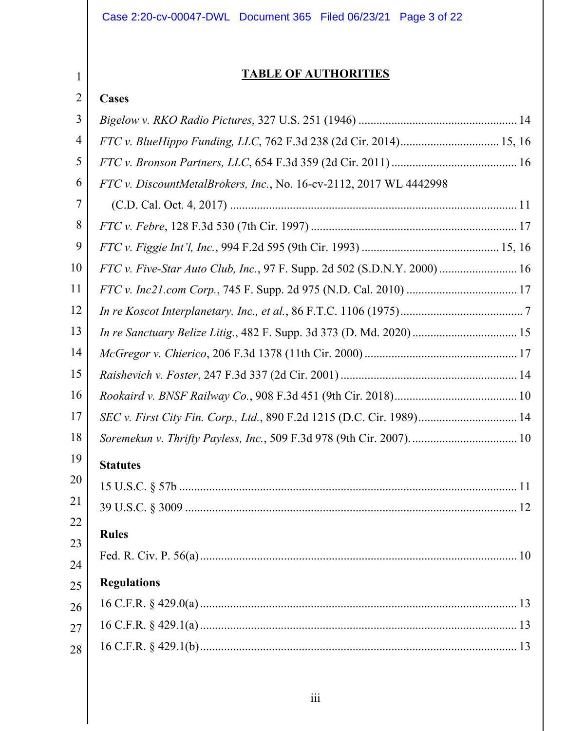## TABLE OF AUTHORITIES

**Cases**

*Bigelow v. RKO Radio Pictures*, 327 U.S. 251 (1946) .......... 14

*FTC v. BlueHippo Funding, LLC*, 762 F.3d 238 (2d Cir. 2014) .......... 15, 16

*FTC v. Bronson Partners, LLC*, 654 F.3d 359 (2d Cir. 2011) .......... 16

*FTC v. DiscountMetalBrokers, Inc.*, No. 16-cv-2112, 2017 WL 4442998 (C.D. Cal. Oct. 4, 2017) .......... 11

*FTC v. Febre*, 128 F.3d 530 (7th Cir. 1997) .......... 17

*FTC v. Figgie Int'l, Inc.*, 994 F.2d 595 (9th Cir. 1993) .......... 15, 16

*FTC v. Five-Star Auto Club, Inc.*, 97 F. Supp. 2d 502 (S.D.N.Y. 2000) .......... 16

*FTC v. Inc21.com Corp.*, 745 F. Supp. 2d 975 (N.D. Cal. 2010) .......... 17

*In re Koscot Interplanetary, Inc., et al.*, 86 F.T.C. 1106 (1975) .......... 7

*In re Sanctuary Belize Litig.*, 482 F. Supp. 3d 373 (D. Md. 2020) .......... 15

*McGregor v. Chierico*, 206 F.3d 1378 (11th Cir. 2000) .......... 17

*Raishevich v. Foster*, 247 F.3d 337 (2d Cir. 2001) .......... 14

*Rookaird v. BNSF Railway Co.*, 908 F.3d 451 (9th Cir. 2018) .......... 10

*SEC v. First City Fin. Corp., Ltd.*, 890 F.2d 1215 (D.C. Cir. 1989) .......... 14

*Soremekun v. Thrifty Payless, Inc.*, 509 F.3d 978 (9th Cir. 2007). .......... 10

**Statutes**

15 U.S.C. § 57b .......... 11

39 U.S.C. § 3009 .......... 12

**Rules**

Fed. R. Civ. P. 56(a) .......... 10

**Regulations**

16 C.F.R. § 429.0(a) .......... 13

16 C.F.R. § 429.1(a) .......... 13

16 C.F.R. § 429.1(b) .......... 13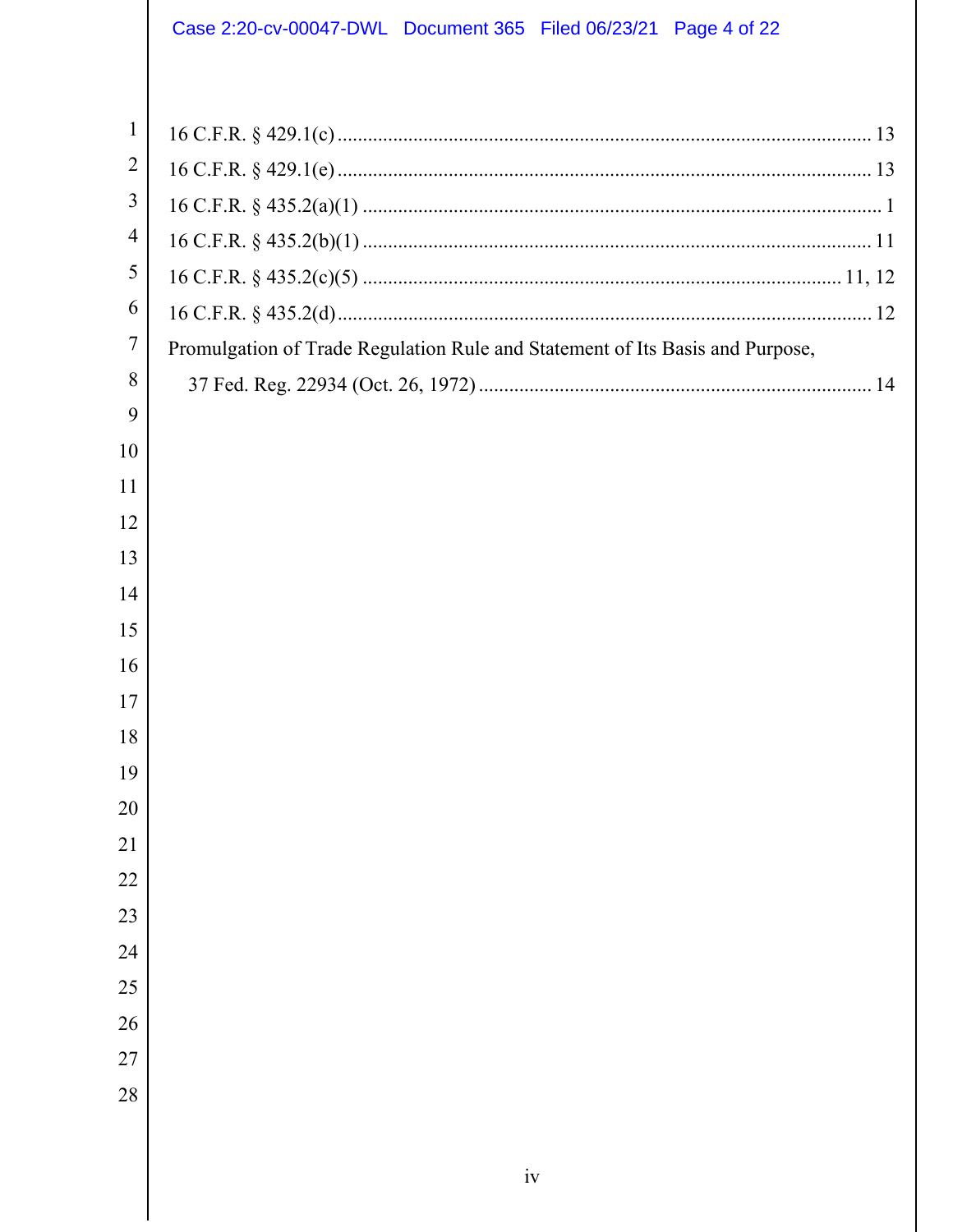16 C.F.R. § 429.1(c) ........................................................................................................ 13

16 C.F.R. § 429.1(e) ........................................................................................................ 13

16 C.F.R. § 435.2(a)(1) ...................................................................................................... 1

16 C.F.R. § 435.2(b)(1) .................................................................................................... 11

16 C.F.R. § 435.2(c)(5) ............................................................................................. 11, 12

16 C.F.R. § 435.2(d) ......................................................................................................... 12

Promulgation of Trade Regulation Rule and Statement of Its Basis and Purpose,
37 Fed. Reg. 22934 (Oct. 26, 1972) ............................................................................. 14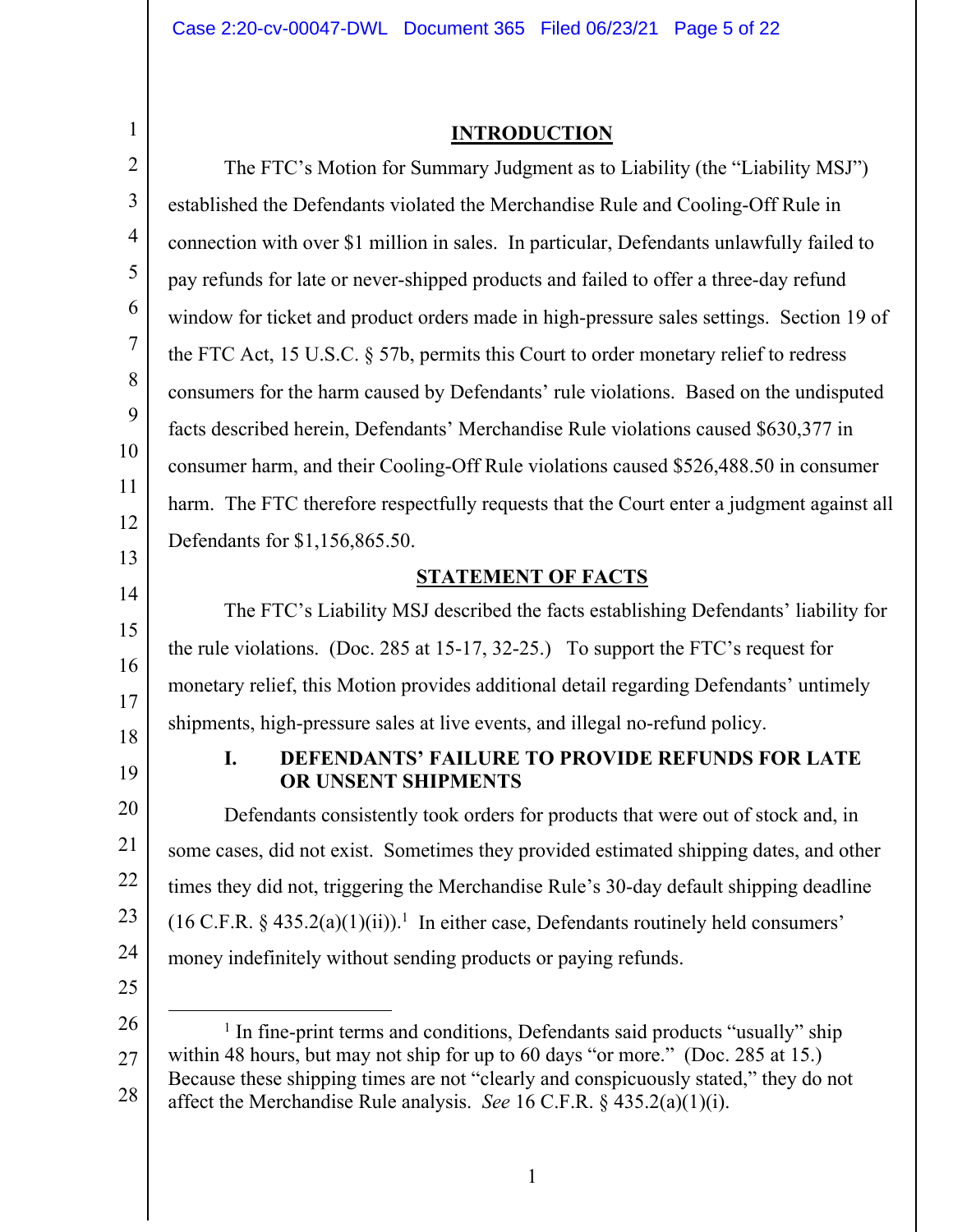## INTRODUCTION

The FTC's Motion for Summary Judgment as to Liability (the "Liability MSJ") established the Defendants violated the Merchandise Rule and Cooling-Off Rule in connection with over $1 million in sales. In particular, Defendants unlawfully failed to pay refunds for late or never-shipped products and failed to offer a three-day refund window for ticket and product orders made in high-pressure sales settings. Section 19 of the FTC Act, 15 U.S.C. § 57b, permits this Court to order monetary relief to redress consumers for the harm caused by Defendants' rule violations. Based on the undisputed facts described herein, Defendants' Merchandise Rule violations caused $630,377 in consumer harm, and their Cooling-Off Rule violations caused $526,488.50 in consumer harm. The FTC therefore respectfully requests that the Court enter a judgment against all Defendants for $1,156,865.50.

## STATEMENT OF FACTS

The FTC's Liability MSJ described the facts establishing Defendants' liability for the rule violations. (Doc. 285 at 15-17, 32-25.) To support the FTC's request for monetary relief, this Motion provides additional detail regarding Defendants' untimely shipments, high-pressure sales at live events, and illegal no-refund policy.

### I. DEFENDANTS' FAILURE TO PROVIDE REFUNDS FOR LATE OR UNSENT SHIPMENTS

Defendants consistently took orders for products that were out of stock and, in some cases, did not exist. Sometimes they provided estimated shipping dates, and other times they did not, triggering the Merchandise Rule's 30-day default shipping deadline (16 C.F.R. § 435.2(a)(1)(ii)).[1] In either case, Defendants routinely held consumers' money indefinitely without sending products or paying refunds.

---

[1] In fine-print terms and conditions, Defendants said products "usually" ship within 48 hours, but may not ship for up to 60 days "or more." (Doc. 285 at 15.) Because these shipping times are not "clearly and conspicuously stated," they do not affect the Merchandise Rule analysis. *See* 16 C.F.R. § 435.2(a)(1)(i).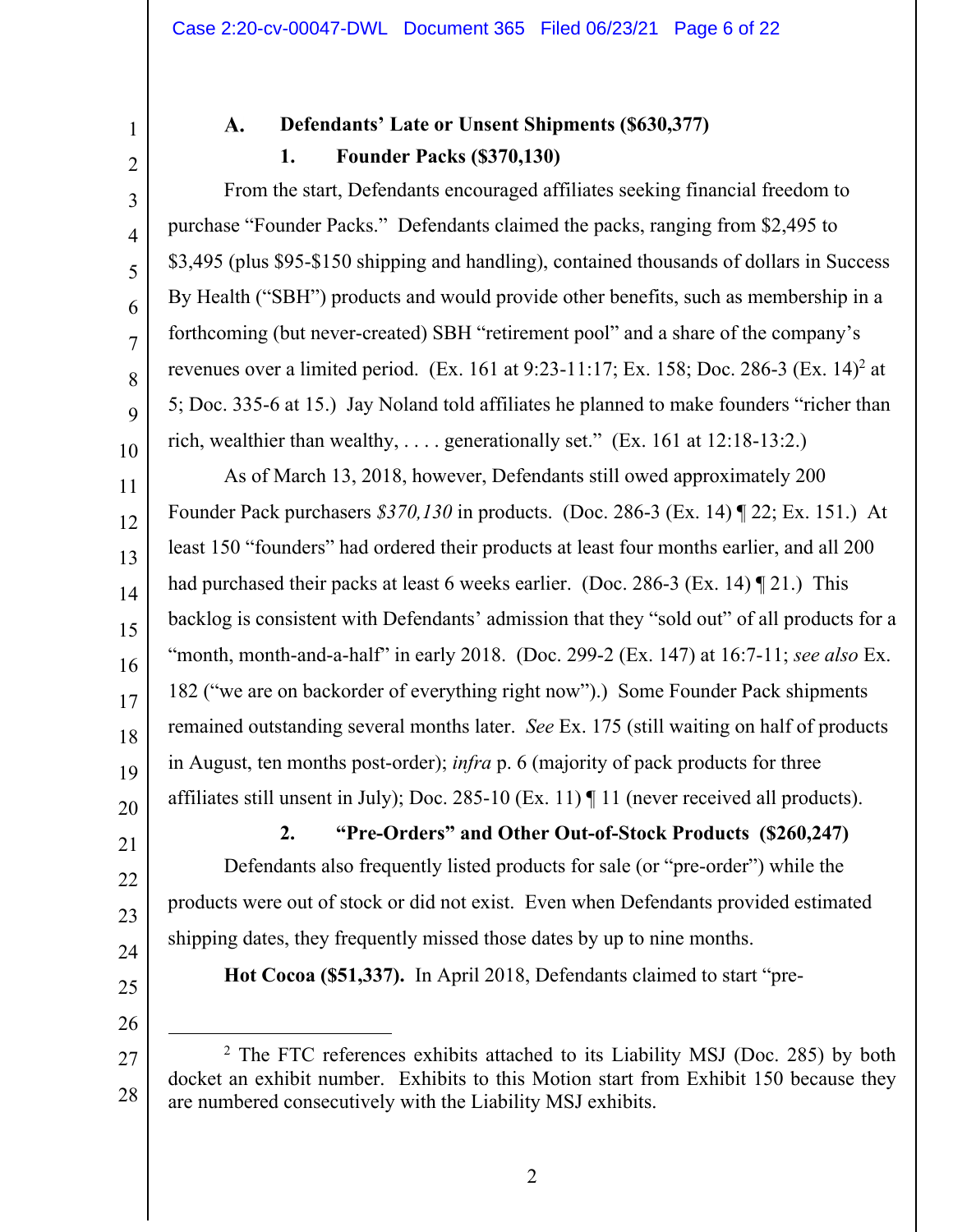### A. Defendants' Late or Unsent Shipments ($630,377)

#### 1. Founder Packs ($370,130)

From the start, Defendants encouraged affiliates seeking financial freedom to purchase "Founder Packs." Defendants claimed the packs, ranging from $2,495 to $3,495 (plus $95-$150 shipping and handling), contained thousands of dollars in Success By Health ("SBH") products and would provide other benefits, such as membership in a forthcoming (but never-created) SBH "retirement pool" and a share of the company's revenues over a limited period. (Ex. 161 at 9:23-11:17; Ex. 158; Doc. 286-3 (Ex. 14)[2] at 5; Doc. 335-6 at 15.) Jay Noland told affiliates he planned to make founders "richer than rich, wealthier than wealthy, . . . . generationally set." (Ex. 161 at 12:18-13:2.)

As of March 13, 2018, however, Defendants still owed approximately 200 Founder Pack purchasers *$370,130* in products. (Doc. 286-3 (Ex. 14) ¶ 22; Ex. 151.) At least 150 "founders" had ordered their products at least four months earlier, and all 200 had purchased their packs at least 6 weeks earlier. (Doc. 286-3 (Ex. 14) ¶ 21.) This backlog is consistent with Defendants' admission that they "sold out" of all products for a "month, month-and-a-half" in early 2018. (Doc. 299-2 (Ex. 147) at 16:7-11; *see also* Ex. 182 ("we are on backorder of everything right now").) Some Founder Pack shipments remained outstanding several months later. *See* Ex. 175 (still waiting on half of products in August, ten months post-order); *infra* p. 6 (majority of pack products for three affiliates still unsent in July); Doc. 285-10 (Ex. 11) ¶ 11 (never received all products).

#### 2. "Pre-Orders" and Other Out-of-Stock Products ($260,247)

Defendants also frequently listed products for sale (or "pre-order") while the products were out of stock or did not exist. Even when Defendants provided estimated shipping dates, they frequently missed those dates by up to nine months.

**Hot Cocoa ($51,337).** In April 2018, Defendants claimed to start "pre-

---

[2] The FTC references exhibits attached to its Liability MSJ (Doc. 285) by both docket an exhibit number. Exhibits to this Motion start from Exhibit 150 because they are numbered consecutively with the Liability MSJ exhibits.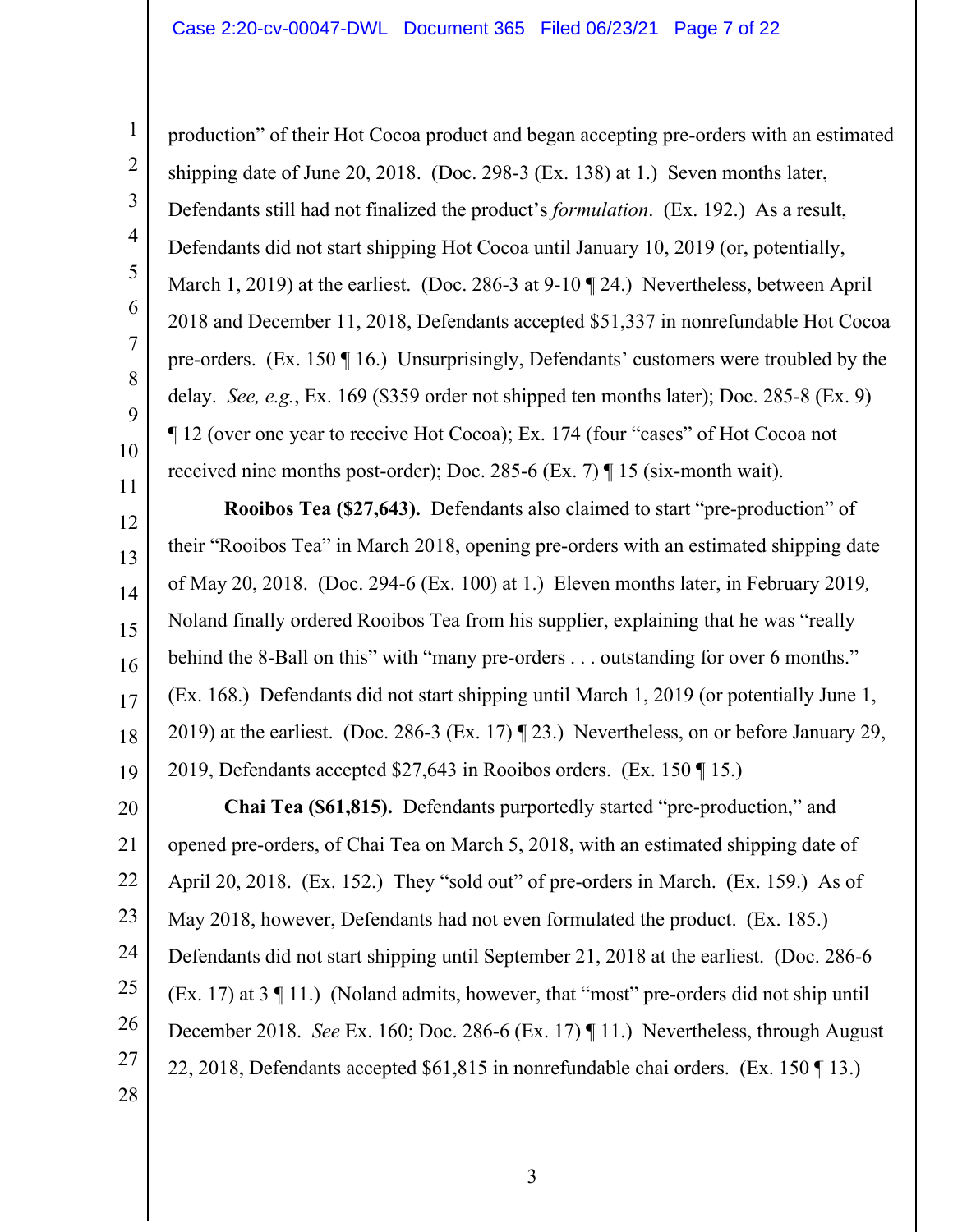production" of their Hot Cocoa product and began accepting pre-orders with an estimated shipping date of June 20, 2018. (Doc. 298-3 (Ex. 138) at 1.) Seven months later, Defendants still had not finalized the product's *formulation*. (Ex. 192.) As a result, Defendants did not start shipping Hot Cocoa until January 10, 2019 (or, potentially, March 1, 2019) at the earliest. (Doc. 286-3 at 9-10 ¶ 24.) Nevertheless, between April 2018 and December 11, 2018, Defendants accepted $51,337 in nonrefundable Hot Cocoa pre-orders. (Ex. 150 ¶ 16.) Unsurprisingly, Defendants' customers were troubled by the delay. *See, e.g.*, Ex. 169 ($359 order not shipped ten months later); Doc. 285-8 (Ex. 9) ¶ 12 (over one year to receive Hot Cocoa); Ex. 174 (four "cases" of Hot Cocoa not received nine months post-order); Doc. 285-6 (Ex. 7) ¶ 15 (six-month wait).

**Rooibos Tea ($27,643).** Defendants also claimed to start "pre-production" of their "Rooibos Tea" in March 2018, opening pre-orders with an estimated shipping date of May 20, 2018. (Doc. 294-6 (Ex. 100) at 1.) Eleven months later, in February 2019, Noland finally ordered Rooibos Tea from his supplier, explaining that he was "really behind the 8-Ball on this" with "many pre-orders . . . outstanding for over 6 months." (Ex. 168.) Defendants did not start shipping until March 1, 2019 (or potentially June 1, 2019) at the earliest. (Doc. 286-3 (Ex. 17) ¶ 23.) Nevertheless, on or before January 29, 2019, Defendants accepted $27,643 in Rooibos orders. (Ex. 150 ¶ 15.)

**Chai Tea ($61,815).** Defendants purportedly started "pre-production," and opened pre-orders, of Chai Tea on March 5, 2018, with an estimated shipping date of April 20, 2018. (Ex. 152.) They "sold out" of pre-orders in March. (Ex. 159.) As of May 2018, however, Defendants had not even formulated the product. (Ex. 185.) Defendants did not start shipping until September 21, 2018 at the earliest. (Doc. 286-6 (Ex. 17) at 3 ¶ 11.) (Noland admits, however, that "most" pre-orders did not ship until December 2018. *See* Ex. 160; Doc. 286-6 (Ex. 17) ¶ 11.) Nevertheless, through August 22, 2018, Defendants accepted $61,815 in nonrefundable chai orders. (Ex. 150 ¶ 13.)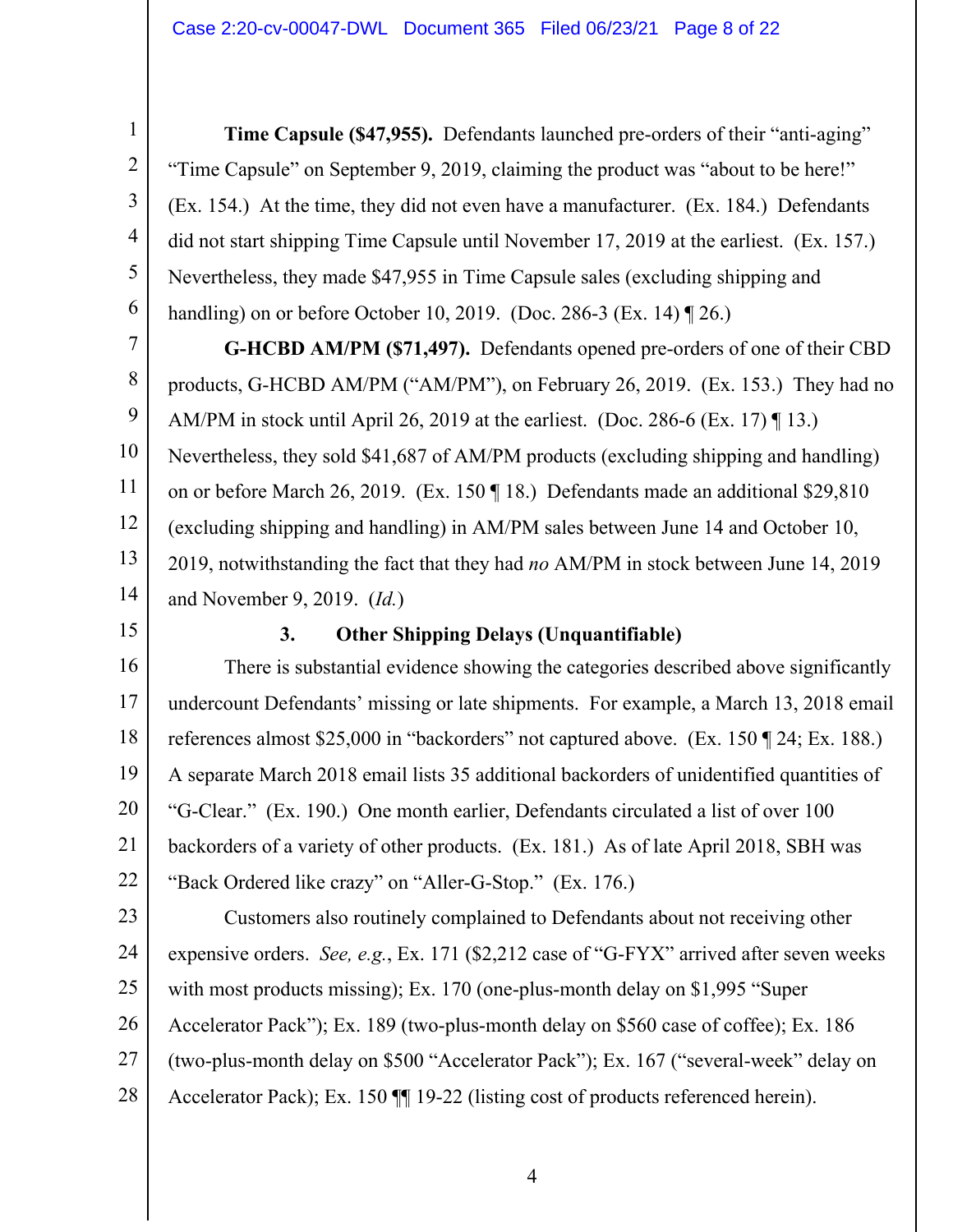**Time Capsule ($47,955).** Defendants launched pre-orders of their "anti-aging" "Time Capsule" on September 9, 2019, claiming the product was "about to be here!" (Ex. 154.) At the time, they did not even have a manufacturer. (Ex. 184.) Defendants did not start shipping Time Capsule until November 17, 2019 at the earliest. (Ex. 157.) Nevertheless, they made $47,955 in Time Capsule sales (excluding shipping and handling) on or before October 10, 2019. (Doc. 286-3 (Ex. 14) ¶ 26.)

**G-HCBD AM/PM ($71,497).** Defendants opened pre-orders of one of their CBD products, G-HCBD AM/PM ("AM/PM"), on February 26, 2019. (Ex. 153.) They had no AM/PM in stock until April 26, 2019 at the earliest. (Doc. 286-6 (Ex. 17) ¶ 13.) Nevertheless, they sold $41,687 of AM/PM products (excluding shipping and handling) on or before March 26, 2019. (Ex. 150 ¶ 18.) Defendants made an additional $29,810 (excluding shipping and handling) in AM/PM sales between June 14 and October 10, 2019, notwithstanding the fact that they had *no* AM/PM in stock between June 14, 2019 and November 9, 2019. (*Id.*)

### 3. Other Shipping Delays (Unquantifiable)

There is substantial evidence showing the categories described above significantly undercount Defendants' missing or late shipments. For example, a March 13, 2018 email references almost $25,000 in "backorders" not captured above. (Ex. 150 ¶ 24; Ex. 188.) A separate March 2018 email lists 35 additional backorders of unidentified quantities of "G-Clear." (Ex. 190.) One month earlier, Defendants circulated a list of over 100 backorders of a variety of other products. (Ex. 181.) As of late April 2018, SBH was "Back Ordered like crazy" on "Aller-G-Stop." (Ex. 176.)

Customers also routinely complained to Defendants about not receiving other expensive orders. *See, e.g.*, Ex. 171 ($2,212 case of "G-FYX" arrived after seven weeks with most products missing); Ex. 170 (one-plus-month delay on $1,995 "Super Accelerator Pack"); Ex. 189 (two-plus-month delay on $560 case of coffee); Ex. 186 (two-plus-month delay on $500 "Accelerator Pack"); Ex. 167 ("several-week" delay on Accelerator Pack); Ex. 150 ¶¶ 19-22 (listing cost of products referenced herein).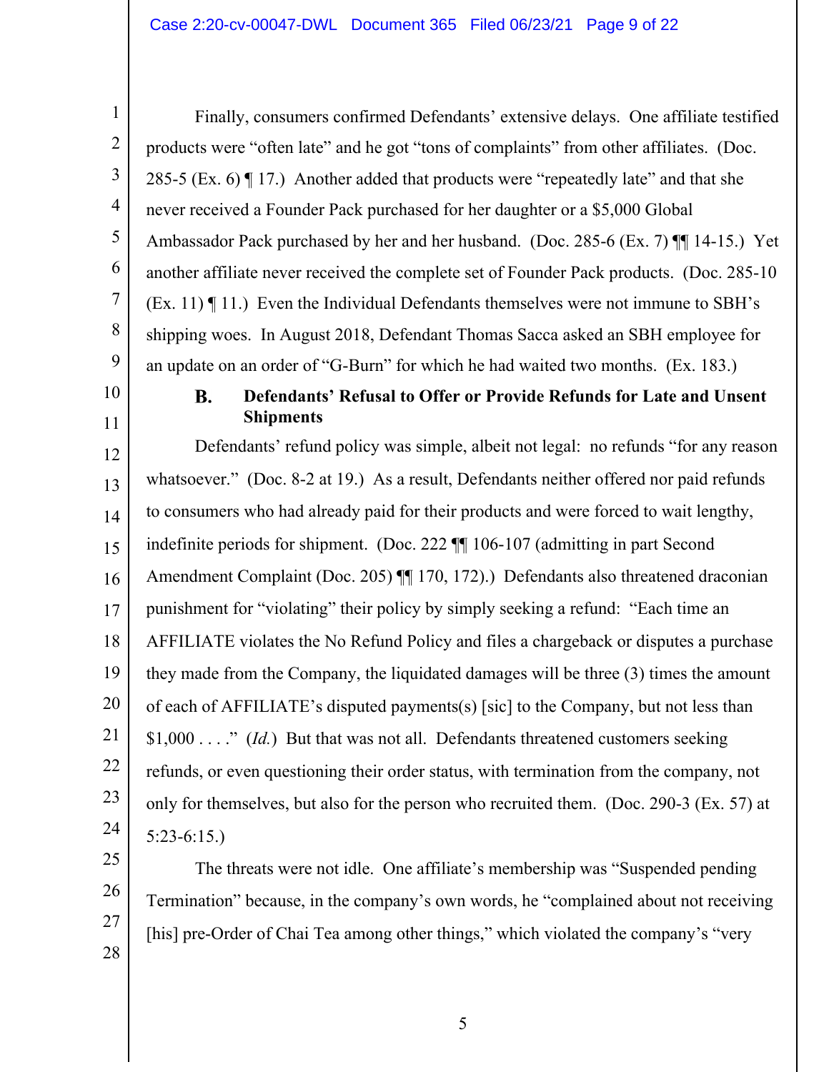Finally, consumers confirmed Defendants' extensive delays. One affiliate testified products were "often late" and he got "tons of complaints" from other affiliates. (Doc. 285-5 (Ex. 6) ¶ 17.) Another added that products were "repeatedly late" and that she never received a Founder Pack purchased for her daughter or a $5,000 Global Ambassador Pack purchased by her and her husband. (Doc. 285-6 (Ex. 7) ¶¶ 14-15.) Yet another affiliate never received the complete set of Founder Pack products. (Doc. 285-10 (Ex. 11) ¶ 11.) Even the Individual Defendants themselves were not immune to SBH's shipping woes. In August 2018, Defendant Thomas Sacca asked an SBH employee for an update on an order of "G-Burn" for which he had waited two months. (Ex. 183.)

### B. Defendants' Refusal to Offer or Provide Refunds for Late and Unsent Shipments

Defendants' refund policy was simple, albeit not legal: no refunds "for any reason whatsoever." (Doc. 8-2 at 19.) As a result, Defendants neither offered nor paid refunds to consumers who had already paid for their products and were forced to wait lengthy, indefinite periods for shipment. (Doc. 222 ¶¶ 106-107 (admitting in part Second Amendment Complaint (Doc. 205) ¶¶ 170, 172).) Defendants also threatened draconian punishment for "violating" their policy by simply seeking a refund: "Each time an AFFILIATE violates the No Refund Policy and files a chargeback or disputes a purchase they made from the Company, the liquidated damages will be three (3) times the amount of each of AFFILIATE's disputed payments(s) [sic] to the Company, but not less than $1,000 . . . ." (*Id.*) But that was not all. Defendants threatened customers seeking refunds, or even questioning their order status, with termination from the company, not only for themselves, but also for the person who recruited them. (Doc. 290-3 (Ex. 57) at 5:23-6:15.)

The threats were not idle. One affiliate's membership was "Suspended pending Termination" because, in the company's own words, he "complained about not receiving [his] pre-Order of Chai Tea among other things," which violated the company's "very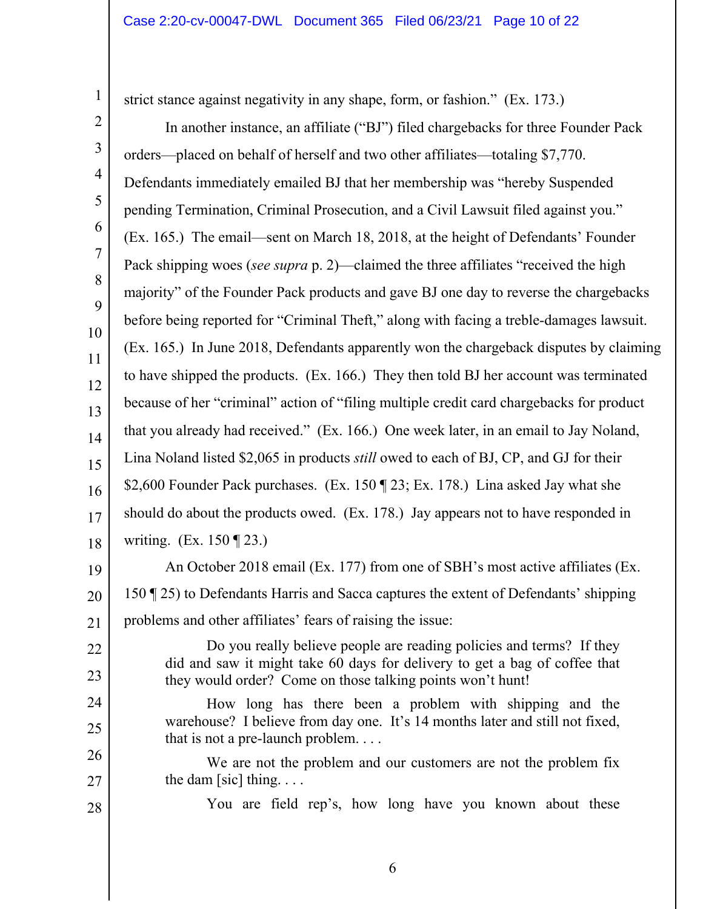strict stance against negativity in any shape, form, or fashion." (Ex. 173.)

In another instance, an affiliate ("BJ") filed chargebacks for three Founder Pack orders—placed on behalf of herself and two other affiliates—totaling $7,770. Defendants immediately emailed BJ that her membership was "hereby Suspended pending Termination, Criminal Prosecution, and a Civil Lawsuit filed against you." (Ex. 165.) The email—sent on March 18, 2018, at the height of Defendants' Founder Pack shipping woes (*see supra* p. 2)—claimed the three affiliates "received the high majority" of the Founder Pack products and gave BJ one day to reverse the chargebacks before being reported for "Criminal Theft," along with facing a treble-damages lawsuit. (Ex. 165.) In June 2018, Defendants apparently won the chargeback disputes by claiming to have shipped the products. (Ex. 166.) They then told BJ her account was terminated because of her "criminal" action of "filing multiple credit card chargebacks for product that you already had received." (Ex. 166.) One week later, in an email to Jay Noland, Lina Noland listed $2,065 in products *still* owed to each of BJ, CP, and GJ for their $2,600 Founder Pack purchases. (Ex. 150 ¶ 23; Ex. 178.) Lina asked Jay what she should do about the products owed. (Ex. 178.) Jay appears not to have responded in writing. (Ex. 150 ¶ 23.)

An October 2018 email (Ex. 177) from one of SBH's most active affiliates (Ex. 150 ¶ 25) to Defendants Harris and Sacca captures the extent of Defendants' shipping problems and other affiliates' fears of raising the issue:

> Do you really believe people are reading policies and terms? If they did and saw it might take 60 days for delivery to get a bag of coffee that they would order? Come on those talking points won't hunt!
>
> How long has there been a problem with shipping and the warehouse? I believe from day one. It's 14 months later and still not fixed, that is not a pre-launch problem. . . .
>
> We are not the problem and our customers are not the problem fix the dam [sic] thing. . . .
>
> You are field rep's, how long have you known about these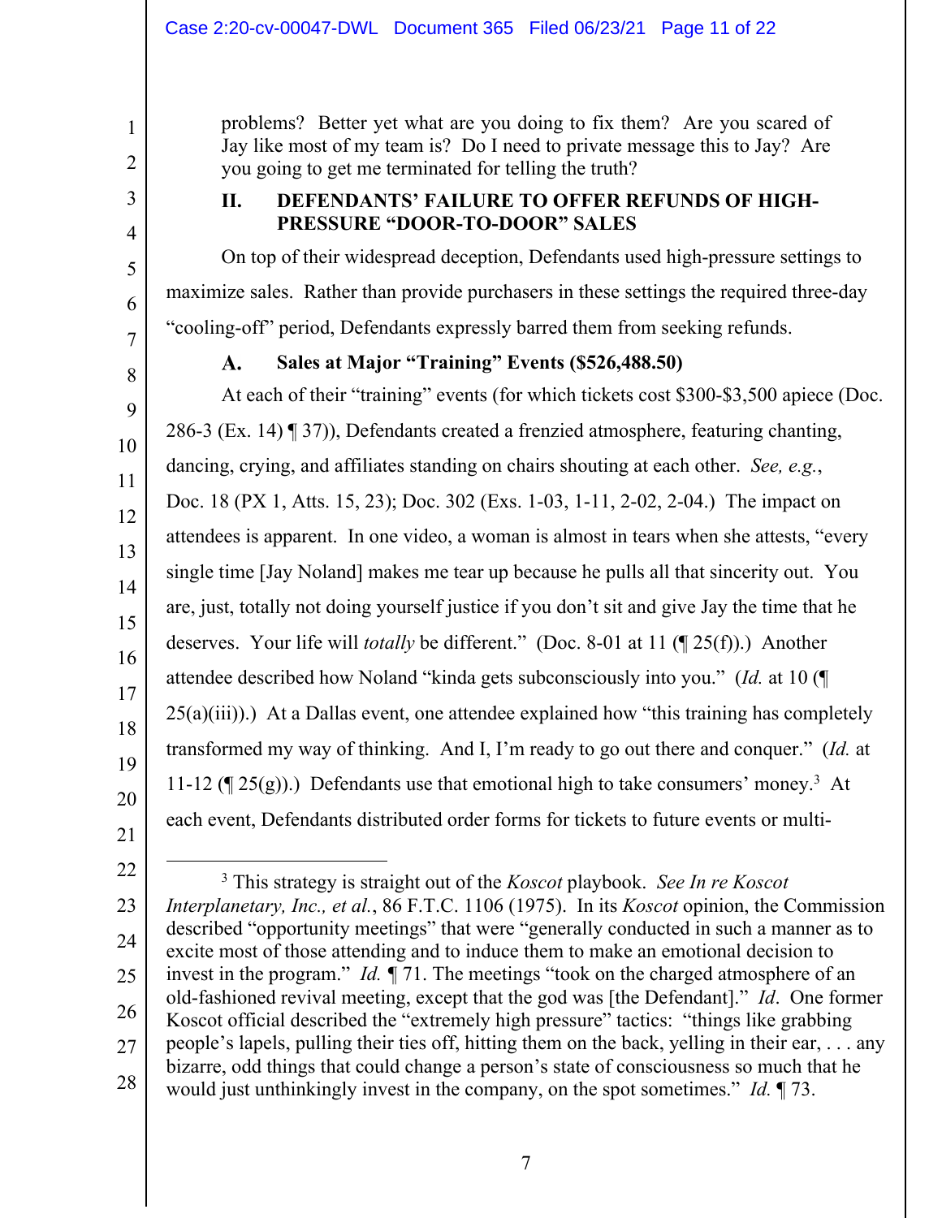problems? Better yet what are you doing to fix them? Are you scared of Jay like most of my team is? Do I need to private message this to Jay? Are you going to get me terminated for telling the truth?

## II. DEFENDANTS' FAILURE TO OFFER REFUNDS OF HIGH-PRESSURE "DOOR-TO-DOOR" SALES

On top of their widespread deception, Defendants used high-pressure settings to maximize sales. Rather than provide purchasers in these settings the required three-day "cooling-off" period, Defendants expressly barred them from seeking refunds.

### A. Sales at Major "Training" Events ($526,488.50)

At each of their "training" events (for which tickets cost $300-$3,500 apiece (Doc. 286-3 (Ex. 14) ¶ 37)), Defendants created a frenzied atmosphere, featuring chanting, dancing, crying, and affiliates standing on chairs shouting at each other. *See, e.g.*, Doc. 18 (PX 1, Atts. 15, 23); Doc. 302 (Exs. 1-03, 1-11, 2-02, 2-04.) The impact on attendees is apparent. In one video, a woman is almost in tears when she attests, "every single time [Jay Noland] makes me tear up because he pulls all that sincerity out. You are, just, totally not doing yourself justice if you don't sit and give Jay the time that he deserves. Your life will *totally* be different." (Doc. 8-01 at 11 (¶ 25(f)).) Another attendee described how Noland "kinda gets subconsciously into you." (*Id.* at 10 (¶ 25(a)(iii)).) At a Dallas event, one attendee explained how "this training has completely transformed my way of thinking. And I, I'm ready to go out there and conquer." (*Id.* at 11-12 (¶ 25(g)).) Defendants use that emotional high to take consumers' money.[3] At each event, Defendants distributed order forms for tickets to future events or multi-

---

[3] This strategy is straight out of the *Koscot* playbook. *See In re Koscot Interplanetary, Inc., et al.*, 86 F.T.C. 1106 (1975). In its *Koscot* opinion, the Commission described "opportunity meetings" that were "generally conducted in such a manner as to excite most of those attending and to induce them to make an emotional decision to invest in the program." *Id.* ¶ 71. The meetings "took on the charged atmosphere of an old-fashioned revival meeting, except that the god was [the Defendant]." *Id*. One former Koscot official described the "extremely high pressure" tactics: "things like grabbing people's lapels, pulling their ties off, hitting them on the back, yelling in their ear, . . . any bizarre, odd things that could change a person's state of consciousness so much that he would just unthinkingly invest in the company, on the spot sometimes." *Id.* ¶ 73.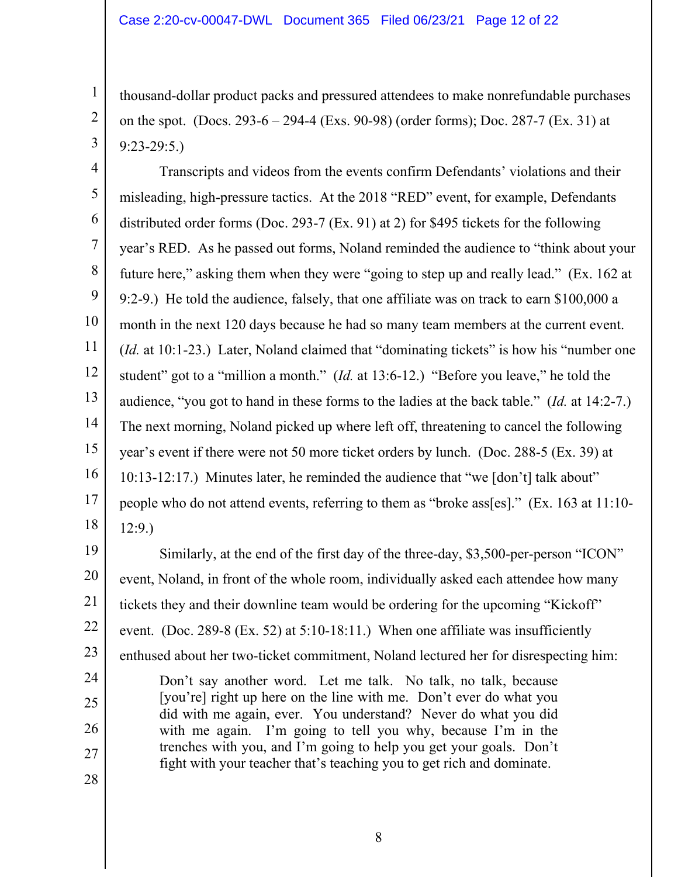thousand-dollar product packs and pressured attendees to make nonrefundable purchases on the spot. (Docs. 293-6 – 294-4 (Exs. 90-98) (order forms); Doc. 287-7 (Ex. 31) at 9:23-29:5.)

Transcripts and videos from the events confirm Defendants' violations and their misleading, high-pressure tactics. At the 2018 "RED" event, for example, Defendants distributed order forms (Doc. 293-7 (Ex. 91) at 2) for $495 tickets for the following year's RED. As he passed out forms, Noland reminded the audience to "think about your future here," asking them when they were "going to step up and really lead." (Ex. 162 at 9:2-9.) He told the audience, falsely, that one affiliate was on track to earn $100,000 a month in the next 120 days because he had so many team members at the current event. (*Id.* at 10:1-23.) Later, Noland claimed that "dominating tickets" is how his "number one student" got to a "million a month." (*Id.* at 13:6-12.) "Before you leave," he told the audience, "you got to hand in these forms to the ladies at the back table." (*Id.* at 14:2-7.) The next morning, Noland picked up where left off, threatening to cancel the following year's event if there were not 50 more ticket orders by lunch. (Doc. 288-5 (Ex. 39) at 10:13-12:17.) Minutes later, he reminded the audience that "we [don't] talk about" people who do not attend events, referring to them as "broke ass[es]." (Ex. 163 at 11:10-12:9.)

Similarly, at the end of the first day of the three-day, $3,500-per-person "ICON" event, Noland, in front of the whole room, individually asked each attendee how many tickets they and their downline team would be ordering for the upcoming "Kickoff" event. (Doc. 289-8 (Ex. 52) at 5:10-18:11.) When one affiliate was insufficiently enthused about her two-ticket commitment, Noland lectured her for disrespecting him:

> Don't say another word. Let me talk. No talk, no talk, because [you're] right up here on the line with me. Don't ever do what you did with me again, ever. You understand? Never do what you did with me again. I'm going to tell you why, because I'm in the trenches with you, and I'm going to help you get your goals. Don't fight with your teacher that's teaching you to get rich and dominate.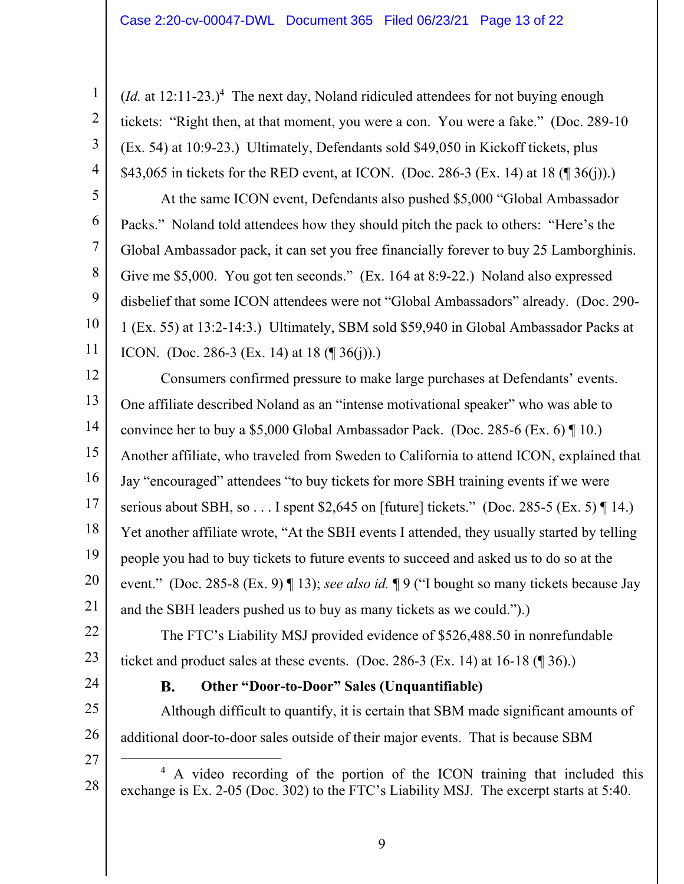(*Id.* at 12:11-23.)[4] The next day, Noland ridiculed attendees for not buying enough tickets: "Right then, at that moment, you were a con. You were a fake." (Doc. 289-10 (Ex. 54) at 10:9-23.) Ultimately, Defendants sold $49,050 in Kickoff tickets, plus $43,065 in tickets for the RED event, at ICON. (Doc. 286-3 (Ex. 14) at 18 (¶ 36(j)).)

At the same ICON event, Defendants also pushed $5,000 "Global Ambassador Packs." Noland told attendees how they should pitch the pack to others: "Here's the Global Ambassador pack, it can set you free financially forever to buy 25 Lamborghinis. Give me $5,000. You got ten seconds." (Ex. 164 at 8:9-22.) Noland also expressed disbelief that some ICON attendees were not "Global Ambassadors" already. (Doc. 290-1 (Ex. 55) at 13:2-14:3.) Ultimately, SBM sold $59,940 in Global Ambassador Packs at ICON. (Doc. 286-3 (Ex. 14) at 18 (¶ 36(j)).)

Consumers confirmed pressure to make large purchases at Defendants' events. One affiliate described Noland as an "intense motivational speaker" who was able to convince her to buy a $5,000 Global Ambassador Pack. (Doc. 285-6 (Ex. 6) ¶ 10.) Another affiliate, who traveled from Sweden to California to attend ICON, explained that Jay "encouraged" attendees "to buy tickets for more SBH training events if we were serious about SBH, so . . . I spent $2,645 on [future] tickets." (Doc. 285-5 (Ex. 5) ¶ 14.) Yet another affiliate wrote, "At the SBH events I attended, they usually started by telling people you had to buy tickets to future events to succeed and asked us to do so at the event." (Doc. 285-8 (Ex. 9) ¶ 13); *see also id.* ¶ 9 ("I bought so many tickets because Jay and the SBH leaders pushed us to buy as many tickets as we could.").)

The FTC's Liability MSJ provided evidence of $526,488.50 in nonrefundable ticket and product sales at these events. (Doc. 286-3 (Ex. 14) at 16-18 (¶ 36).)

### B. Other "Door-to-Door" Sales (Unquantifiable)

Although difficult to quantify, it is certain that SBM made significant amounts of additional door-to-door sales outside of their major events. That is because SBM

[4] A video recording of the portion of the ICON training that included this exchange is Ex. 2-05 (Doc. 302) to the FTC's Liability MSJ. The excerpt starts at 5:40.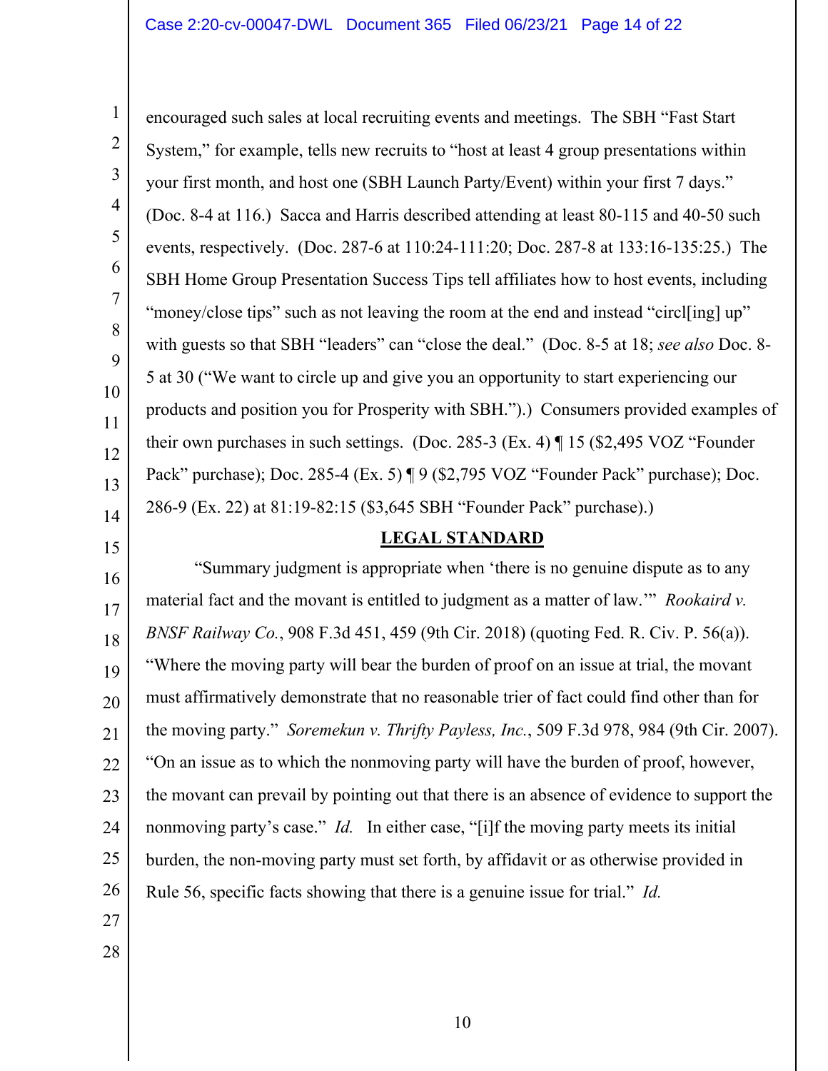encouraged such sales at local recruiting events and meetings. The SBH "Fast Start System," for example, tells new recruits to "host at least 4 group presentations within your first month, and host one (SBH Launch Party/Event) within your first 7 days." (Doc. 8-4 at 116.) Sacca and Harris described attending at least 80-115 and 40-50 such events, respectively. (Doc. 287-6 at 110:24-111:20; Doc. 287-8 at 133:16-135:25.) The SBH Home Group Presentation Success Tips tell affiliates how to host events, including "money/close tips" such as not leaving the room at the end and instead "circl[ing] up" with guests so that SBH "leaders" can "close the deal." (Doc. 8-5 at 18; *see also* Doc. 8-5 at 30 ("We want to circle up and give you an opportunity to start experiencing our products and position you for Prosperity with SBH.").) Consumers provided examples of their own purchases in such settings. (Doc. 285-3 (Ex. 4) ¶ 15 ($2,495 VOZ "Founder Pack" purchase); Doc. 285-4 (Ex. 5) ¶ 9 ($2,795 VOZ "Founder Pack" purchase); Doc. 286-9 (Ex. 22) at 81:19-82:15 ($3,645 SBH "Founder Pack" purchase).)

## LEGAL STANDARD

"Summary judgment is appropriate when 'there is no genuine dispute as to any material fact and the movant is entitled to judgment as a matter of law.'" *Rookaird v. BNSF Railway Co.*, 908 F.3d 451, 459 (9th Cir. 2018) (quoting Fed. R. Civ. P. 56(a)). "Where the moving party will bear the burden of proof on an issue at trial, the movant must affirmatively demonstrate that no reasonable trier of fact could find other than for the moving party." *Soremekun v. Thrifty Payless, Inc.*, 509 F.3d 978, 984 (9th Cir. 2007). "On an issue as to which the nonmoving party will have the burden of proof, however, the movant can prevail by pointing out that there is an absence of evidence to support the nonmoving party's case." *Id.* In either case, "[i]f the moving party meets its initial burden, the non-moving party must set forth, by affidavit or as otherwise provided in Rule 56, specific facts showing that there is a genuine issue for trial." *Id.*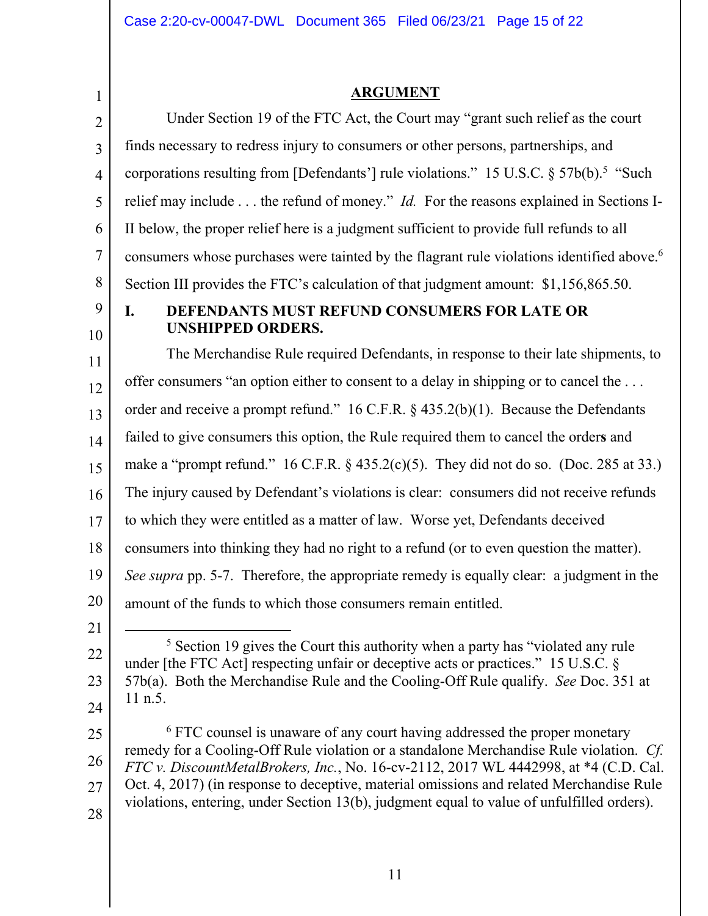## ARGUMENT

Under Section 19 of the FTC Act, the Court may "grant such relief as the court finds necessary to redress injury to consumers or other persons, partnerships, and corporations resulting from [Defendants'] rule violations." 15 U.S.C. § 57b(b).[5] "Such relief may include . . . the refund of money." *Id.* For the reasons explained in Sections I-II below, the proper relief here is a judgment sufficient to provide full refunds to all consumers whose purchases were tainted by the flagrant rule violations identified above.[6] Section III provides the FTC's calculation of that judgment amount: $1,156,865.50.

### I. DEFENDANTS MUST REFUND CONSUMERS FOR LATE OR UNSHIPPED ORDERS.

The Merchandise Rule required Defendants, in response to their late shipments, to offer consumers "an option either to consent to a delay in shipping or to cancel the . . . order and receive a prompt refund." 16 C.F.R. § 435.2(b)(1). Because the Defendants failed to give consumers this option, the Rule required them to cancel the order**s** and make a "prompt refund." 16 C.F.R. § 435.2(c)(5). They did not do so. (Doc. 285 at 33.) The injury caused by Defendant's violations is clear: consumers did not receive refunds to which they were entitled as a matter of law. Worse yet, Defendants deceived consumers into thinking they had no right to a refund (or to even question the matter). *See supra* pp. 5-7. Therefore, the appropriate remedy is equally clear: a judgment in the amount of the funds to which those consumers remain entitled.

---

[5] Section 19 gives the Court this authority when a party has "violated any rule under [the FTC Act] respecting unfair or deceptive acts or practices." 15 U.S.C. § 57b(a). Both the Merchandise Rule and the Cooling-Off Rule qualify. *See* Doc. 351 at 11 n.5.

[6] FTC counsel is unaware of any court having addressed the proper monetary remedy for a Cooling-Off Rule violation or a standalone Merchandise Rule violation. *Cf. FTC v. DiscountMetalBrokers, Inc.*, No. 16-cv-2112, 2017 WL 4442998, at *4 (C.D. Cal. Oct. 4, 2017) (in response to deceptive, material omissions and related Merchandise Rule violations, entering, under Section 13(b), judgment equal to value of unfulfilled orders).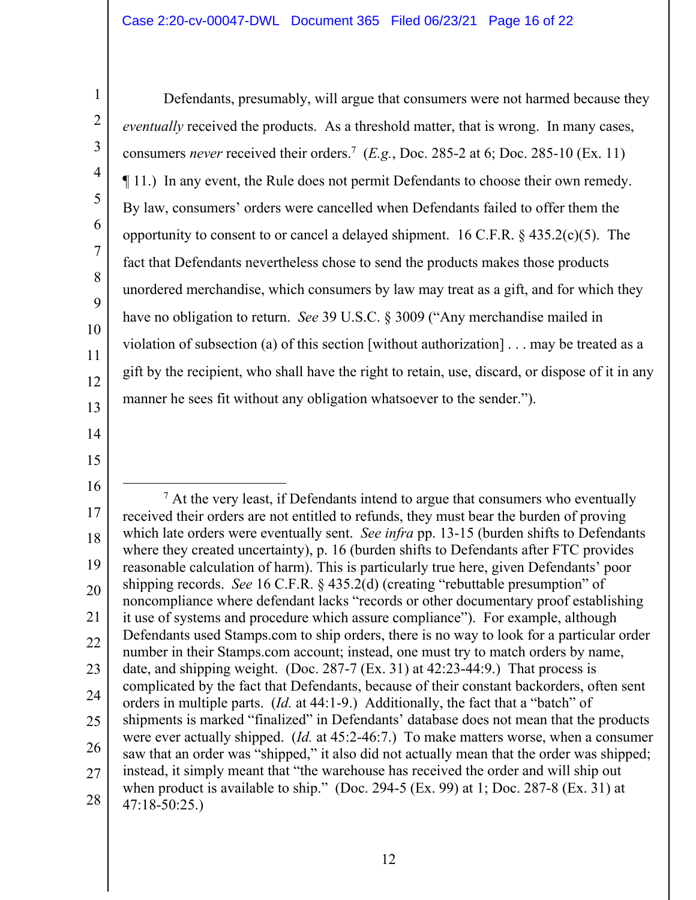Defendants, presumably, will argue that consumers were not harmed because they *eventually* received the products. As a threshold matter, that is wrong. In many cases, consumers *never* received their orders.[7] (*E.g.*, Doc. 285-2 at 6; Doc. 285-10 (Ex. 11) ¶ 11.) In any event, the Rule does not permit Defendants to choose their own remedy. By law, consumers' orders were cancelled when Defendants failed to offer them the opportunity to consent to or cancel a delayed shipment. 16 C.F.R. § 435.2(c)(5). The fact that Defendants nevertheless chose to send the products makes those products unordered merchandise, which consumers by law may treat as a gift, and for which they have no obligation to return. *See* 39 U.S.C. § 3009 ("Any merchandise mailed in violation of subsection (a) of this section [without authorization] . . . may be treated as a gift by the recipient, who shall have the right to retain, use, discard, or dispose of it in any manner he sees fit without any obligation whatsoever to the sender.").

---

[7] At the very least, if Defendants intend to argue that consumers who eventually received their orders are not entitled to refunds, they must bear the burden of proving which late orders were eventually sent. *See infra* pp. 13-15 (burden shifts to Defendants where they created uncertainty), p. 16 (burden shifts to Defendants after FTC provides reasonable calculation of harm). This is particularly true here, given Defendants' poor shipping records. *See* 16 C.F.R. § 435.2(d) (creating "rebuttable presumption" of noncompliance where defendant lacks "records or other documentary proof establishing it use of systems and procedure which assure compliance"). For example, although Defendants used Stamps.com to ship orders, there is no way to look for a particular order number in their Stamps.com account; instead, one must try to match orders by name, date, and shipping weight. (Doc. 287-7 (Ex. 31) at 42:23-44:9.) That process is complicated by the fact that Defendants, because of their constant backorders, often sent orders in multiple parts. (*Id.* at 44:1-9.) Additionally, the fact that a "batch" of shipments is marked "finalized" in Defendants' database does not mean that the products were ever actually shipped. (*Id.* at 45:2-46:7.) To make matters worse, when a consumer saw that an order was "shipped," it also did not actually mean that the order was shipped; instead, it simply meant that "the warehouse has received the order and will ship out when product is available to ship." (Doc. 294-5 (Ex. 99) at 1; Doc. 287-8 (Ex. 31) at 47:18-50:25.)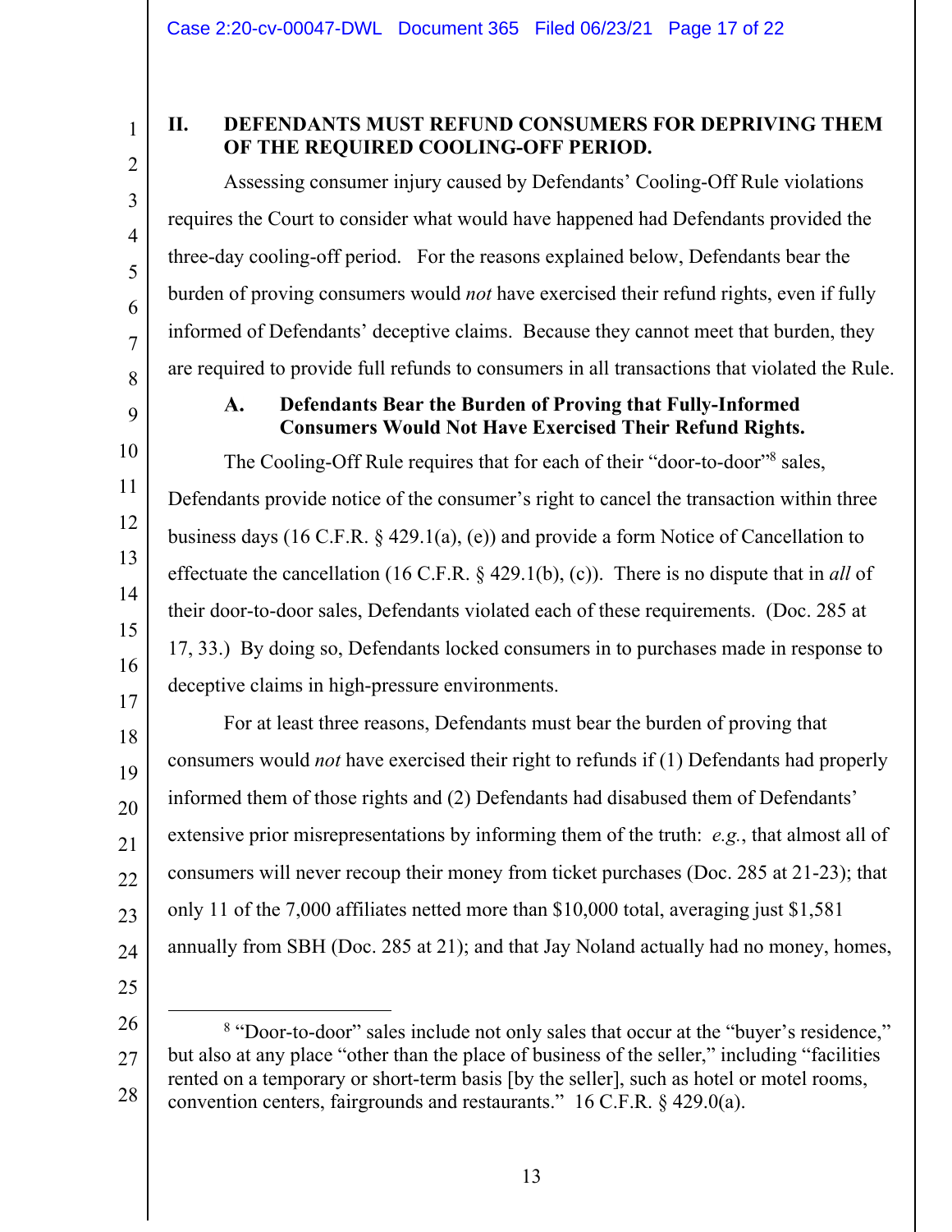## II. DEFENDANTS MUST REFUND CONSUMERS FOR DEPRIVING THEM OF THE REQUIRED COOLING-OFF PERIOD.

Assessing consumer injury caused by Defendants' Cooling-Off Rule violations requires the Court to consider what would have happened had Defendants provided the three-day cooling-off period. For the reasons explained below, Defendants bear the burden of proving consumers would *not* have exercised their refund rights, even if fully informed of Defendants' deceptive claims. Because they cannot meet that burden, they are required to provide full refunds to consumers in all transactions that violated the Rule.

### A. Defendants Bear the Burden of Proving that Fully-Informed Consumers Would Not Have Exercised Their Refund Rights.

The Cooling-Off Rule requires that for each of their "door-to-door"[8] sales, Defendants provide notice of the consumer's right to cancel the transaction within three business days (16 C.F.R. § 429.1(a), (e)) and provide a form Notice of Cancellation to effectuate the cancellation (16 C.F.R. § 429.1(b), (c)). There is no dispute that in *all* of their door-to-door sales, Defendants violated each of these requirements. (Doc. 285 at 17, 33.) By doing so, Defendants locked consumers in to purchases made in response to deceptive claims in high-pressure environments.

For at least three reasons, Defendants must bear the burden of proving that consumers would *not* have exercised their right to refunds if (1) Defendants had properly informed them of those rights and (2) Defendants had disabused them of Defendants' extensive prior misrepresentations by informing them of the truth: *e.g.*, that almost all of consumers will never recoup their money from ticket purchases (Doc. 285 at 21-23); that only 11 of the 7,000 affiliates netted more than $10,000 total, averaging just $1,581 annually from SBH (Doc. 285 at 21); and that Jay Noland actually had no money, homes,

---

[8] "Door-to-door" sales include not only sales that occur at the "buyer's residence," but also at any place "other than the place of business of the seller," including "facilities rented on a temporary or short-term basis [by the seller], such as hotel or motel rooms, convention centers, fairgrounds and restaurants." 16 C.F.R. § 429.0(a).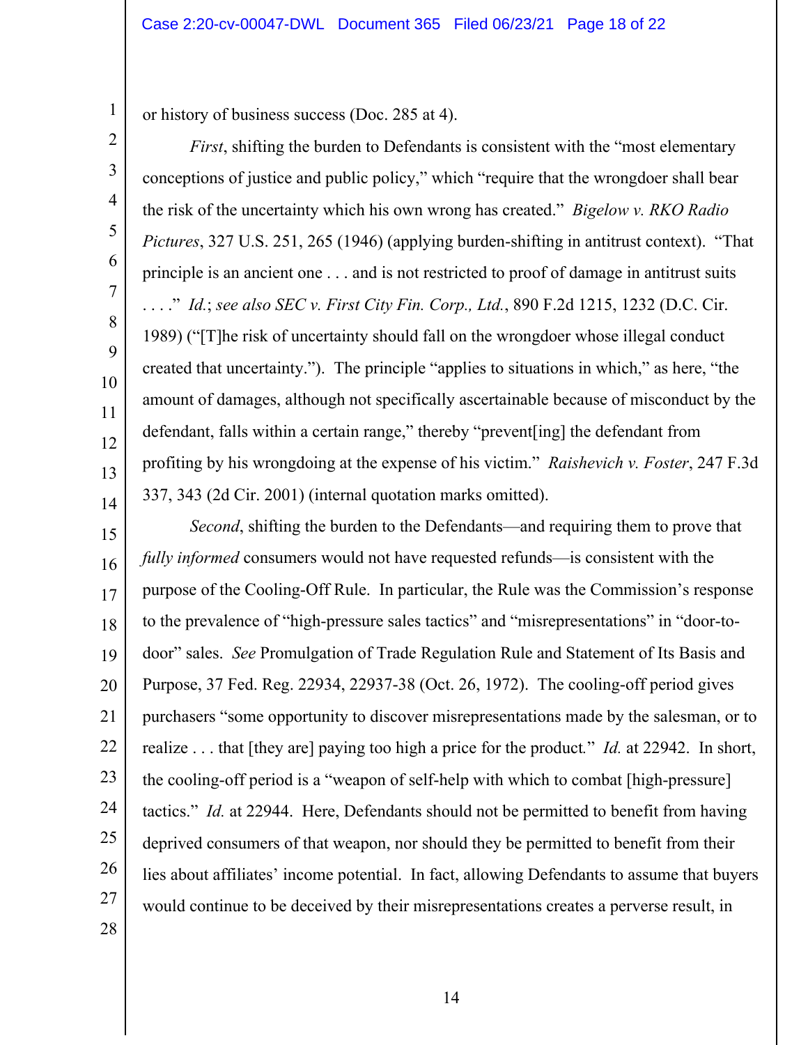or history of business success (Doc. 285 at 4).

*First*, shifting the burden to Defendants is consistent with the "most elementary conceptions of justice and public policy," which "require that the wrongdoer shall bear the risk of the uncertainty which his own wrong has created." *Bigelow v. RKO Radio Pictures*, 327 U.S. 251, 265 (1946) (applying burden-shifting in antitrust context). "That principle is an ancient one . . . and is not restricted to proof of damage in antitrust suits . . . ." *Id.*; *see also SEC v. First City Fin. Corp., Ltd.*, 890 F.2d 1215, 1232 (D.C. Cir. 1989) ("[T]he risk of uncertainty should fall on the wrongdoer whose illegal conduct created that uncertainty."). The principle "applies to situations in which," as here, "the amount of damages, although not specifically ascertainable because of misconduct by the defendant, falls within a certain range," thereby "prevent[ing] the defendant from profiting by his wrongdoing at the expense of his victim." *Raishevich v. Foster*, 247 F.3d 337, 343 (2d Cir. 2001) (internal quotation marks omitted).

*Second*, shifting the burden to the Defendants—and requiring them to prove that *fully informed* consumers would not have requested refunds—is consistent with the purpose of the Cooling-Off Rule. In particular, the Rule was the Commission's response to the prevalence of "high-pressure sales tactics" and "misrepresentations" in "door-to-door" sales. *See* Promulgation of Trade Regulation Rule and Statement of Its Basis and Purpose, 37 Fed. Reg. 22934, 22937-38 (Oct. 26, 1972). The cooling-off period gives purchasers "some opportunity to discover misrepresentations made by the salesman, or to realize . . . that [they are] paying too high a price for the product." *Id.* at 22942. In short, the cooling-off period is a "weapon of self-help with which to combat [high-pressure] tactics." *Id.* at 22944. Here, Defendants should not be permitted to benefit from having deprived consumers of that weapon, nor should they be permitted to benefit from their lies about affiliates' income potential. In fact, allowing Defendants to assume that buyers would continue to be deceived by their misrepresentations creates a perverse result, in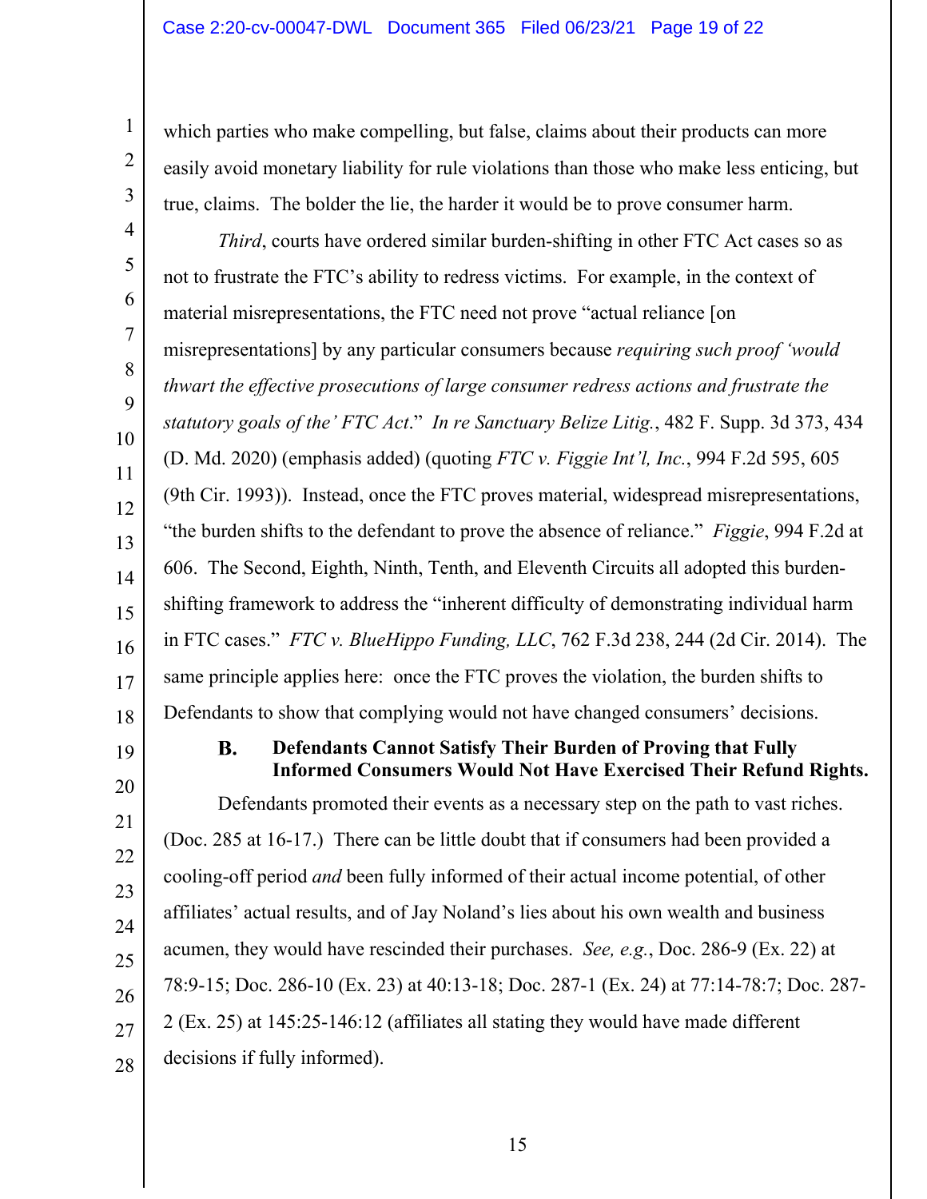which parties who make compelling, but false, claims about their products can more easily avoid monetary liability for rule violations than those who make less enticing, but true, claims. The bolder the lie, the harder it would be to prove consumer harm.

*Third*, courts have ordered similar burden-shifting in other FTC Act cases so as not to frustrate the FTC's ability to redress victims. For example, in the context of material misrepresentations, the FTC need not prove "actual reliance [on misrepresentations] by any particular consumers because *requiring such proof 'would thwart the effective prosecutions of large consumer redress actions and frustrate the statutory goals of the' FTC Act*." *In re Sanctuary Belize Litig.*, 482 F. Supp. 3d 373, 434 (D. Md. 2020) (emphasis added) (quoting *FTC v. Figgie Int'l, Inc.*, 994 F.2d 595, 605 (9th Cir. 1993)). Instead, once the FTC proves material, widespread misrepresentations, "the burden shifts to the defendant to prove the absence of reliance." *Figgie*, 994 F.2d at 606. The Second, Eighth, Ninth, Tenth, and Eleventh Circuits all adopted this burden-shifting framework to address the "inherent difficulty of demonstrating individual harm in FTC cases." *FTC v. BlueHippo Funding, LLC*, 762 F.3d 238, 244 (2d Cir. 2014). The same principle applies here: once the FTC proves the violation, the burden shifts to Defendants to show that complying would not have changed consumers' decisions.

### B. Defendants Cannot Satisfy Their Burden of Proving that Fully Informed Consumers Would Not Have Exercised Their Refund Rights.

Defendants promoted their events as a necessary step on the path to vast riches. (Doc. 285 at 16-17.) There can be little doubt that if consumers had been provided a cooling-off period *and* been fully informed of their actual income potential, of other affiliates' actual results, and of Jay Noland's lies about his own wealth and business acumen, they would have rescinded their purchases. *See, e.g.*, Doc. 286-9 (Ex. 22) at 78:9-15; Doc. 286-10 (Ex. 23) at 40:13-18; Doc. 287-1 (Ex. 24) at 77:14-78:7; Doc. 287-2 (Ex. 25) at 145:25-146:12 (affiliates all stating they would have made different decisions if fully informed).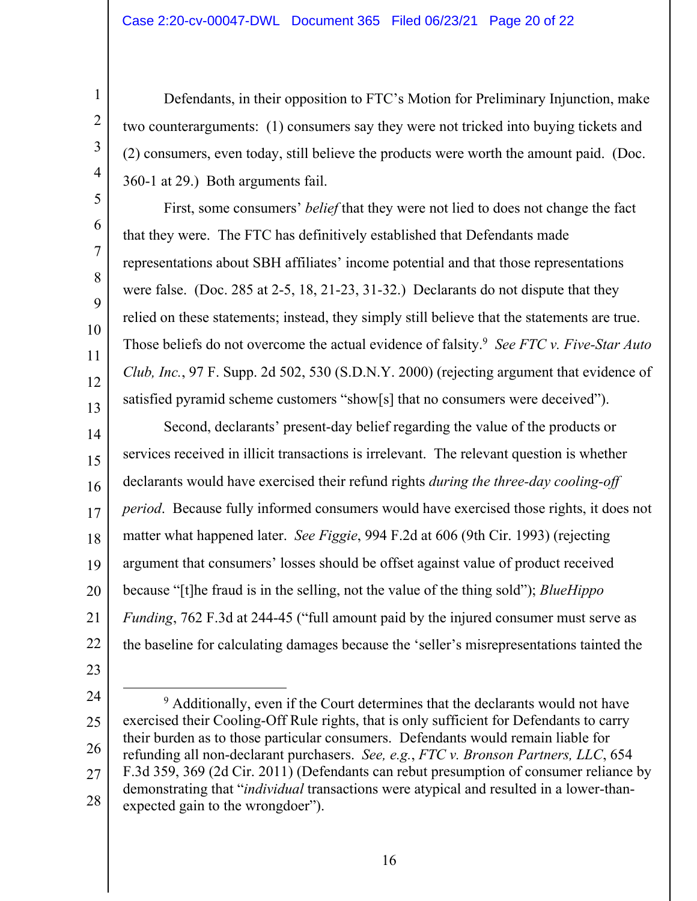Defendants, in their opposition to FTC's Motion for Preliminary Injunction, make two counterarguments: (1) consumers say they were not tricked into buying tickets and (2) consumers, even today, still believe the products were worth the amount paid. (Doc. 360-1 at 29.) Both arguments fail.

First, some consumers' *belief* that they were not lied to does not change the fact that they were. The FTC has definitively established that Defendants made representations about SBH affiliates' income potential and that those representations were false. (Doc. 285 at 2-5, 18, 21-23, 31-32.) Declarants do not dispute that they relied on these statements; instead, they simply still believe that the statements are true. Those beliefs do not overcome the actual evidence of falsity.[9] *See FTC v. Five-Star Auto Club, Inc.*, 97 F. Supp. 2d 502, 530 (S.D.N.Y. 2000) (rejecting argument that evidence of satisfied pyramid scheme customers "show[s] that no consumers were deceived").

Second, declarants' present-day belief regarding the value of the products or services received in illicit transactions is irrelevant. The relevant question is whether declarants would have exercised their refund rights *during the three-day cooling-off period*. Because fully informed consumers would have exercised those rights, it does not matter what happened later. *See Figgie*, 994 F.2d at 606 (9th Cir. 1993) (rejecting argument that consumers' losses should be offset against value of product received because "[t]he fraud is in the selling, not the value of the thing sold"); *BlueHippo Funding*, 762 F.3d at 244-45 ("full amount paid by the injured consumer must serve as the baseline for calculating damages because the 'seller's misrepresentations tainted the

---

[9] Additionally, even if the Court determines that the declarants would not have exercised their Cooling-Off Rule rights, that is only sufficient for Defendants to carry their burden as to those particular consumers. Defendants would remain liable for refunding all non-declarant purchasers. *See, e.g.*, *FTC v. Bronson Partners, LLC*, 654 F.3d 359, 369 (2d Cir. 2011) (Defendants can rebut presumption of consumer reliance by demonstrating that "*individual* transactions were atypical and resulted in a lower-than-expected gain to the wrongdoer").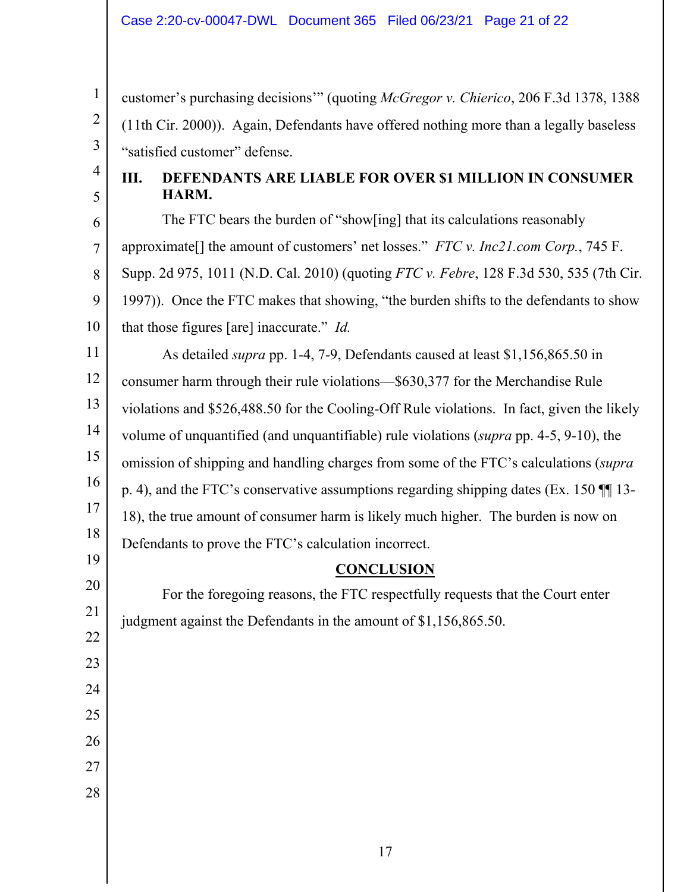customer's purchasing decisions'" (quoting *McGregor v. Chierico*, 206 F.3d 1378, 1388 (11th Cir. 2000)). Again, Defendants have offered nothing more than a legally baseless "satisfied customer" defense.

## III. DEFENDANTS ARE LIABLE FOR OVER $1 MILLION IN CONSUMER HARM.

The FTC bears the burden of "show[ing] that its calculations reasonably approximate[] the amount of customers' net losses." *FTC v. Inc21.com Corp.*, 745 F. Supp. 2d 975, 1011 (N.D. Cal. 2010) (quoting *FTC v. Febre*, 128 F.3d 530, 535 (7th Cir. 1997)). Once the FTC makes that showing, "the burden shifts to the defendants to show that those figures [are] inaccurate." *Id.*

As detailed *supra* pp. 1-4, 7-9, Defendants caused at least $1,156,865.50 in consumer harm through their rule violations—$630,377 for the Merchandise Rule violations and $526,488.50 for the Cooling-Off Rule violations. In fact, given the likely volume of unquantified (and unquantifiable) rule violations (*supra* pp. 4-5, 9-10), the omission of shipping and handling charges from some of the FTC's calculations (*supra* p. 4), and the FTC's conservative assumptions regarding shipping dates (Ex. 150 ¶¶ 13-18), the true amount of consumer harm is likely much higher. The burden is now on Defendants to prove the FTC's calculation incorrect.

## CONCLUSION

For the foregoing reasons, the FTC respectfully requests that the Court enter judgment against the Defendants in the amount of $1,156,865.50.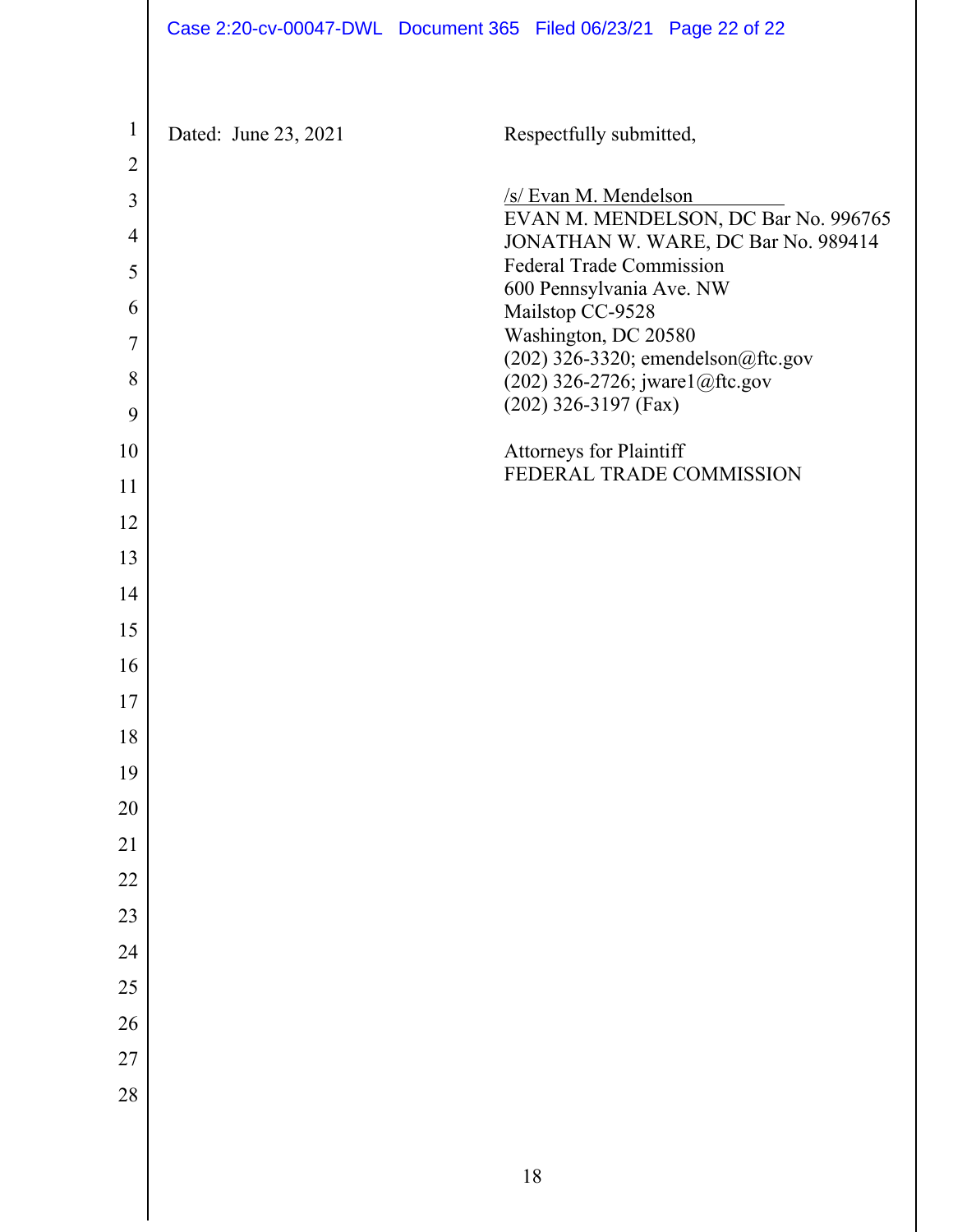Dated: June 23, 2021

Respectfully submitted,

/s/ Evan M. Mendelson
EVAN M. MENDELSON, DC Bar No. 996765
JONATHAN W. WARE, DC Bar No. 989414
Federal Trade Commission
600 Pennsylvania Ave. NW
Mailstop CC-9528
Washington, DC 20580
(202) 326-3320; emendelson@ftc.gov
(202) 326-2726; jware1@ftc.gov
(202) 326-3197 (Fax)

Attorneys for Plaintiff
FEDERAL TRADE COMMISSION